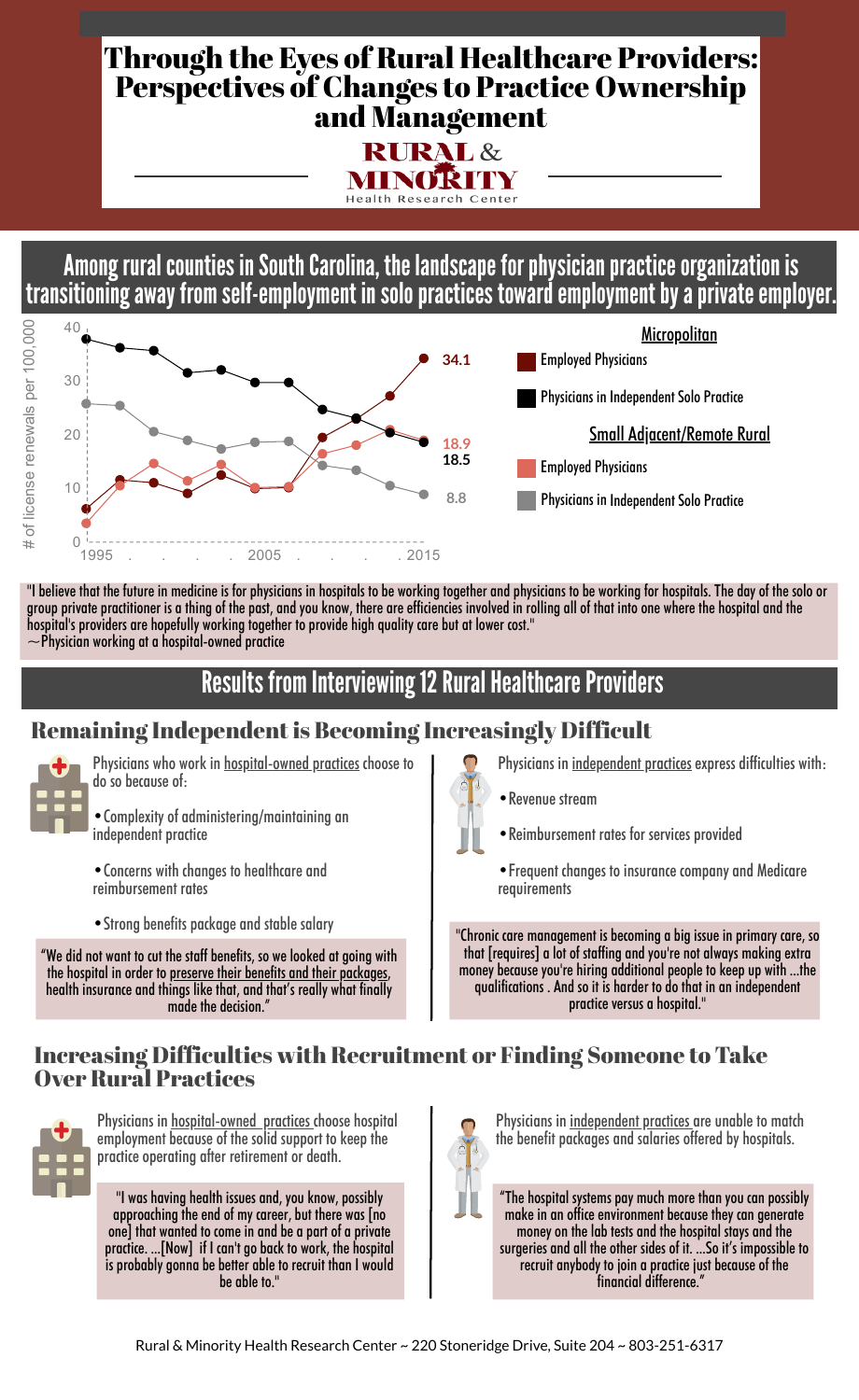# Through the Eyes of Rural Healthcare Providers: Perspectives of Changes to Practice Ownership and Management

RURAL & MINORITY Health Research Center

## Among rural counties in South Carolina, the landscape for physician practice organization is transitioning away from self-employment in solo practices toward employment by a private employer.

# of license renewals per 100,000 (1995 – 2015)

**Micropolitan**
- Employed Physicians: 34.1
- Physicians in Independent Solo Practice: 18.5

**Small Adjacent/Remote Rural**
- Employed Physicians: 18.9
- Physicians in Independent Solo Practice: 8.8

"I believe that the future in medicine is for physicians in hospitals to be working together and physicians to be working for hospitals. The day of the solo or group private practitioner is a thing of the past, and you know, there are efficiencies involved in rolling all of that into one where the hospital and the hospital's providers are hopefully working together to provide high quality care but at lower cost."
~Physician working at a hospital-owned practice

## Results from Interviewing 12 Rural Healthcare Providers

### Remaining Independent is Becoming Increasingly Difficult

Physicians who work in hospital-owned practices choose to do so because of:

- Complexity of administering/maintaining an independent practice
- Concerns with changes to healthcare and reimbursement rates
- Strong benefits package and stable salary

"We did not want to cut the staff benefits, so we looked at going with the hospital in order to preserve their benefits and their packages, health insurance and things like that, and that's really what finally made the decision."

Physicians in independent practices express difficulties with:

- Revenue stream
- Reimbursement rates for services provided
- Frequent changes to insurance company and Medicare requirements

"Chronic care management is becoming a big issue in primary care, so that [requires] a lot of staffing and you're not always making extra money because you're hiring additional people to keep up with ...the qualifications . And so it is harder to do that in an independent practice versus a hospital."

### Increasing Difficulties with Recruitment or Finding Someone to Take Over Rural Practices

Physicians in hospital-owned practices choose hospital employment because of the solid support to keep the practice operating after retirement or death.

"I was having health issues and, you know, possibly approaching the end of my career, but there was [no one] that wanted to come in and be a part of a private practice. ...[Now] if I can't go back to work, the hospital is probably gonna be better able to recruit than I would be able to."

Physicians in independent practices are unable to match the benefit packages and salaries offered by hospitals.

"The hospital systems pay much more than you can possibly make in an office environment because they can generate money on the lab tests and the hospital stays and the surgeries and all the other sides of it. ...So it's impossible to recruit anybody to join a practice just because of the financial difference."

Rural & Minority Health Research Center ~ 220 Stoneridge Drive, Suite 204 ~ 803-251-6317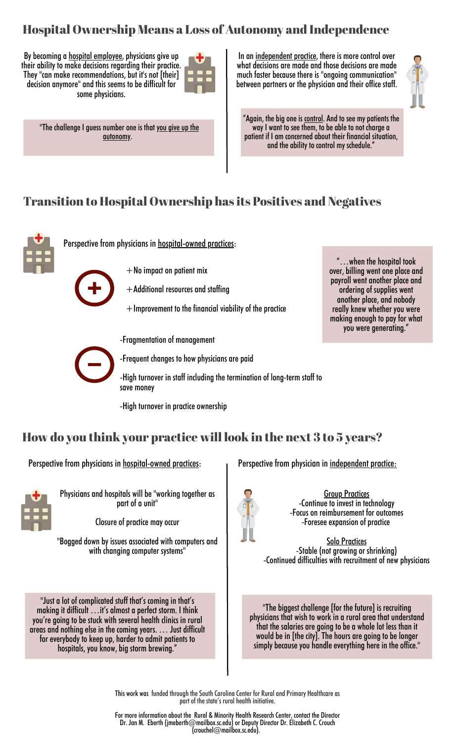# Hospital Ownership Means a Loss of Autonomy and Independence

By becoming a hospital employee, physicians give up their ability to make decisions regarding their practice. They "can make recommendations, but it's not [their] decision anymore" and this seems to be difficult for some physicians.

"The challenge I guess number one is that you give up the autonomy.

In an independent practice, there is more control over what decisions are made and those decisions are made much faster because there is "ongoing communication" between partners or the physician and their office staff.

"Again, the big one is control. And to see my patients the way I want to see them, to be able to not charge a patient if I am concerned about their financial situation, and the ability to control my schedule."

# Transition to Hospital Ownership has its Positives and Negatives

Perspective from physicians in hospital-owned practices:

+No impact on patient mix

+Additional resources and staffing

+Improvement to the financial viability of the practice

-Fragmentation of management

-Frequent changes to how physicians are paid

-High turnover in staff including the termination of long-term staff to save money

-High turnover in practice ownership

"…when the hospital took over, billing went one place and payroll went another place and ordering of supplies went another place, and nobody really knew whether you were making enough to pay for what you were generating."

# How do you think your practice will look in the next 3 to 5 years?

Perspective from physicians in hospital-owned practices:

Physicians and hospitals will be "working together as part of a unit"

Closure of practice may occur

"Bogged down by issues associated with computers and with changing computer systems"

"Just a lot of complicated stuff that's coming in that's making it difficult …it's almost a perfect storm. I think you're going to be stuck with several health clinics in rural areas and nothing else in the coming years. … Just difficult for everybody to keep up, harder to admit patients to hospitals, you know, big storm brewing."

Perspective from physician in independent practice:

Group Practices
-Continue to invest in technology
-Focus on reimbursement for outcomes
-Foresee expansion of practice

Solo Practices
-Stable (not growing or shrinking)
-Continued difficulties with recruitment of new physicians

"The biggest challenge [for the future] is recruiting physicians that wish to work in a rural area that understand that the salaries are going to be a whole lot less than it would be in [the city]. The hours are going to be longer simply because you handle everything here in the office."

This work was funded through the South Carolina Center for Rural and Primary Healthcare as part of the state's rural health initiative.

For more information about the Rural & Minority Health Research Center, contact the Director Dr. Jan M. Eberth (jmeberth@mailbox.sc.edu) or Deputy Director Dr. Elizabeth C. Crouch (crouchel@mailbox.sc.edu).